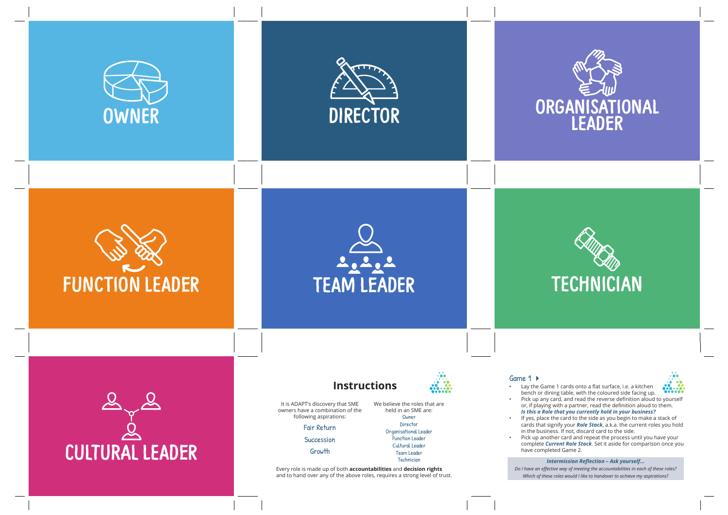OWNER

DIRECTOR

ORGANISATIONAL LEADER

FUNCTION LEADER

TEAM LEADER

TECHNICIAN

CULTURAL LEADER

## Instructions

It is ADAPT's discovery that SME owners have a combination of the following aspirations:

Fair Return

Succession

Growth

We believe the roles that are held in an SME are:

Owner
Director
Organisational Leader
Function Leader
Cultural Leader
Team Leader
Technician

Every role is made up of both **accountabilities** and **decision rights** and to hand over any of the above roles, requires a strong level of trust.

## Game 1

- Lay the Game 1 cards onto a flat surface, i.e. a kitchen bench or dining table, with the coloured side facing up.
- Pick up any card, and read the reverse definition aloud to yourself or, if playing with a partner, read the definition aloud to them. ***Is this a Role that you currently hold in your business?***
- If yes, place the card to the side as you begin to make a stack of cards that signify your ***Role Stack***, a.k.a. the current roles you hold in the business. If not, discard card to the side.
- Pick up another card and repeat the process until you have your complete ***Current Role Stack***. Set it aside for comparison once you have completed Game 2.

***Intermission Reflection – Ask yourself...***

*Do I have an effective way of meeting the accountabilities in each of these roles?*
*Which of these roles would I like to handover to achieve my aspirations?*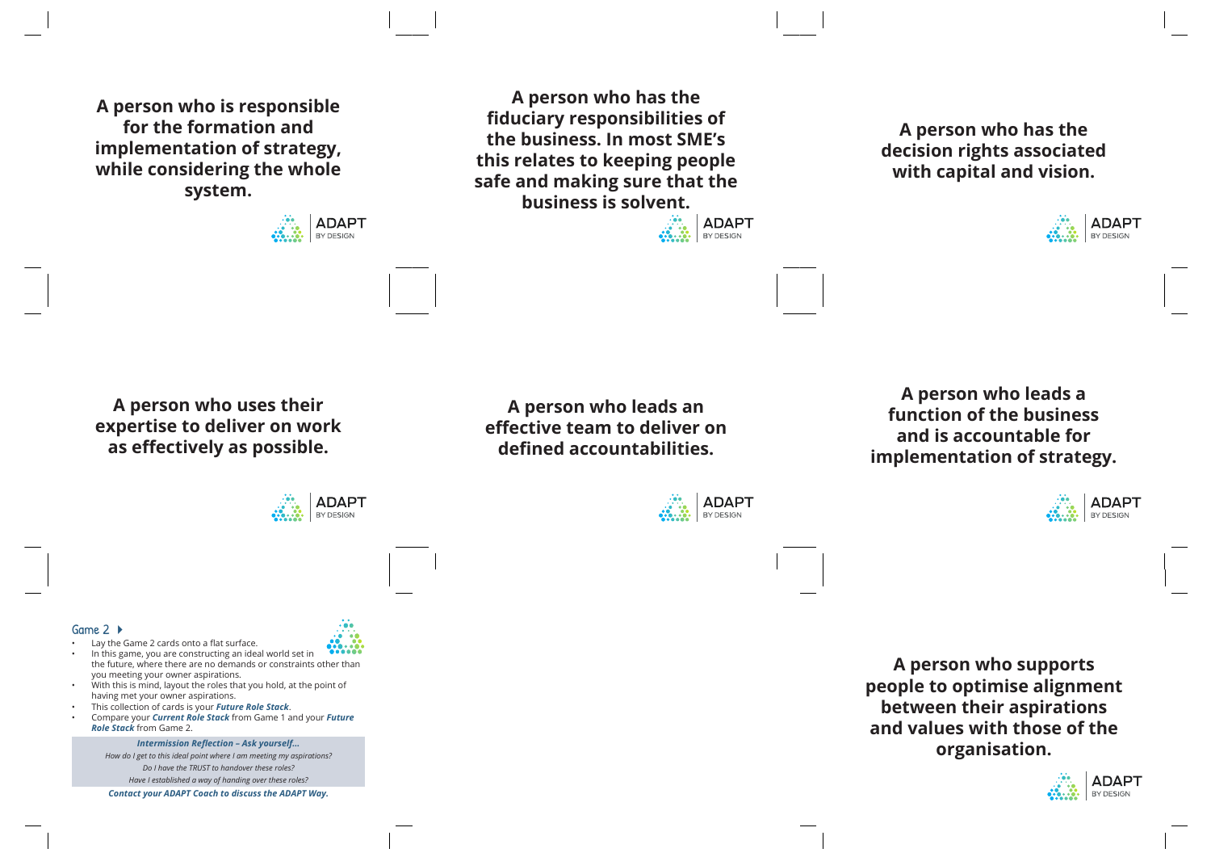**A person who is responsible for the formation and implementation of strategy, while considering the whole system.**

ADAPT BY DESIGN

**A person who has the fiduciary responsibilities of the business. In most SME's this relates to keeping people safe and making sure that the business is solvent.**

ADAPT BY DESIGN

**A person who has the decision rights associated with capital and vision.**

ADAPT BY DESIGN

**A person who uses their expertise to deliver on work as effectively as possible.**

ADAPT BY DESIGN

**A person who leads an effective team to deliver on defined accountabilities.**

ADAPT BY DESIGN

**A person who leads a function of the business and is accountable for implementation of strategy.**

ADAPT BY DESIGN

## Game 2 ▸

- Lay the Game 2 cards onto a flat surface.
- In this game, you are constructing an ideal world set in the future, where there are no demands or constraints other than you meeting your owner aspirations.
- With this is mind, layout the roles that you hold, at the point of having met your owner aspirations.
- This collection of cards is your ***Future Role Stack***.
- Compare your ***Current Role Stack*** from Game 1 and your ***Future Role Stack*** from Game 2.

***Intermission Reflection – Ask yourself…***

*How do I get to this ideal point where I am meeting my aspirations?*

*Do I have the TRUST to handover these roles?*

*Have I established a way of handing over these roles?*

***Contact your ADAPT Coach to discuss the ADAPT Way.***

**A person who supports people to optimise alignment between their aspirations and values with those of the organisation.**

ADAPT BY DESIGN